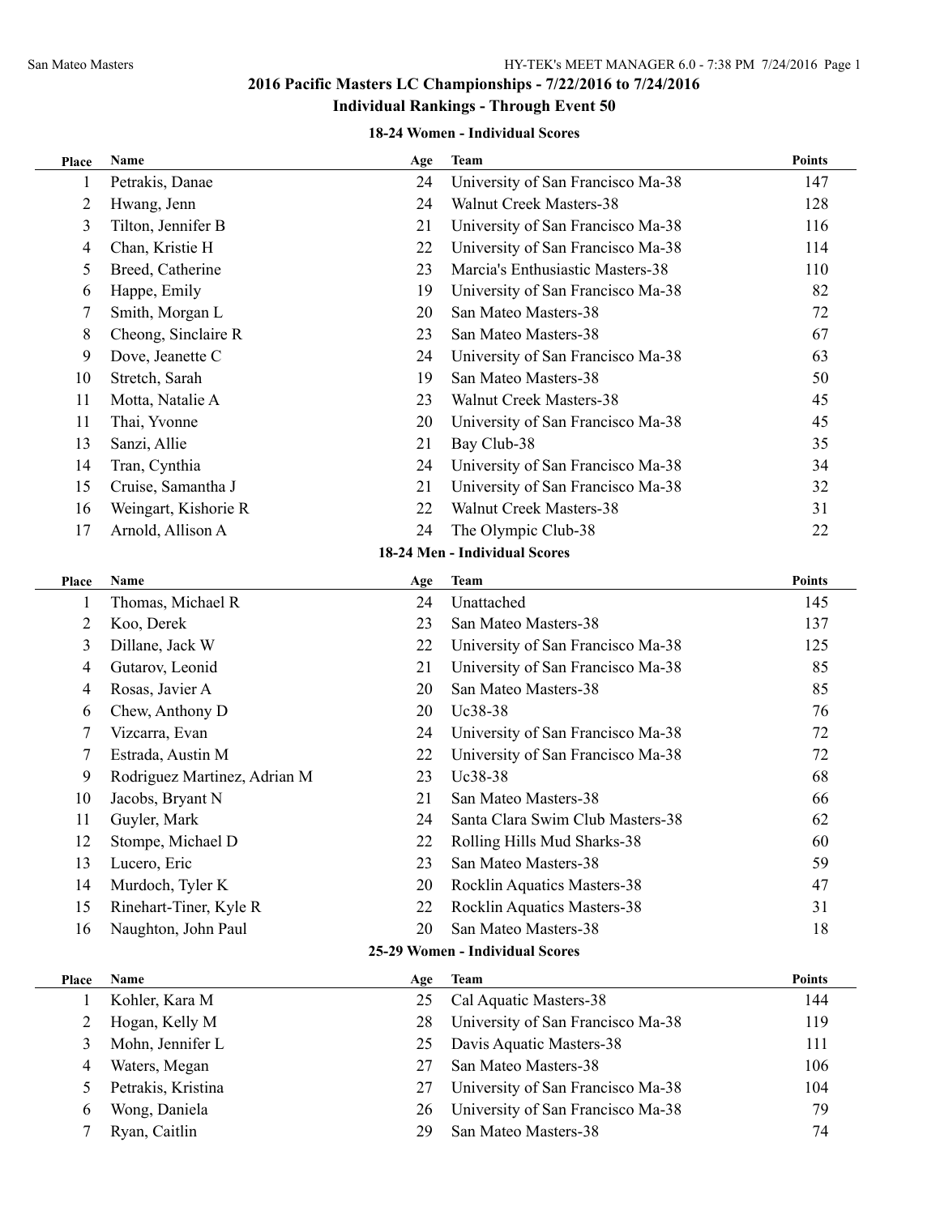# 2016 Pacific Masters LC Championships - 7/22/2016 to 7/24/2016

## Individual Rankings - Through Event 50

### 18-24 Women - Individual Scores

| Place | Name | Age | Team | Points |
|---|---|---|---|---|
| 1 | Petrakis, Danae | 24 | University of San Francisco Ma-38 | 147 |
| 2 | Hwang, Jenn | 24 | Walnut Creek Masters-38 | 128 |
| 3 | Tilton, Jennifer B | 21 | University of San Francisco Ma-38 | 116 |
| 4 | Chan, Kristie H | 22 | University of San Francisco Ma-38 | 114 |
| 5 | Breed, Catherine | 23 | Marcia's Enthusiastic Masters-38 | 110 |
| 6 | Happe, Emily | 19 | University of San Francisco Ma-38 | 82 |
| 7 | Smith, Morgan L | 20 | San Mateo Masters-38 | 72 |
| 8 | Cheong, Sinclaire R | 23 | San Mateo Masters-38 | 67 |
| 9 | Dove, Jeanette C | 24 | University of San Francisco Ma-38 | 63 |
| 10 | Stretch, Sarah | 19 | San Mateo Masters-38 | 50 |
| 11 | Motta, Natalie A | 23 | Walnut Creek Masters-38 | 45 |
| 11 | Thai, Yvonne | 20 | University of San Francisco Ma-38 | 45 |
| 13 | Sanzi, Allie | 21 | Bay Club-38 | 35 |
| 14 | Tran, Cynthia | 24 | University of San Francisco Ma-38 | 34 |
| 15 | Cruise, Samantha J | 21 | University of San Francisco Ma-38 | 32 |
| 16 | Weingart, Kishorie R | 22 | Walnut Creek Masters-38 | 31 |
| 17 | Arnold, Allison A | 24 | The Olympic Club-38 | 22 |

### 18-24 Men - Individual Scores

| Place | Name | Age | Team | Points |
|---|---|---|---|---|
| 1 | Thomas, Michael R | 24 | Unattached | 145 |
| 2 | Koo, Derek | 23 | San Mateo Masters-38 | 137 |
| 3 | Dillane, Jack W | 22 | University of San Francisco Ma-38 | 125 |
| 4 | Gutarov, Leonid | 21 | University of San Francisco Ma-38 | 85 |
| 4 | Rosas, Javier A | 20 | San Mateo Masters-38 | 85 |
| 6 | Chew, Anthony D | 20 | Uc38-38 | 76 |
| 7 | Vizcarra, Evan | 24 | University of San Francisco Ma-38 | 72 |
| 7 | Estrada, Austin M | 22 | University of San Francisco Ma-38 | 72 |
| 9 | Rodriguez Martinez, Adrian M | 23 | Uc38-38 | 68 |
| 10 | Jacobs, Bryant N | 21 | San Mateo Masters-38 | 66 |
| 11 | Guyler, Mark | 24 | Santa Clara Swim Club Masters-38 | 62 |
| 12 | Stompe, Michael D | 22 | Rolling Hills Mud Sharks-38 | 60 |
| 13 | Lucero, Eric | 23 | San Mateo Masters-38 | 59 |
| 14 | Murdoch, Tyler K | 20 | Rocklin Aquatics Masters-38 | 47 |
| 15 | Rinehart-Tiner, Kyle R | 22 | Rocklin Aquatics Masters-38 | 31 |
| 16 | Naughton, John Paul | 20 | San Mateo Masters-38 | 18 |

### 25-29 Women - Individual Scores

| Place | Name | Age | Team | Points |
|---|---|---|---|---|
| 1 | Kohler, Kara M | 25 | Cal Aquatic Masters-38 | 144 |
| 2 | Hogan, Kelly M | 28 | University of San Francisco Ma-38 | 119 |
| 3 | Mohn, Jennifer L | 25 | Davis Aquatic Masters-38 | 111 |
| 4 | Waters, Megan | 27 | San Mateo Masters-38 | 106 |
| 5 | Petrakis, Kristina | 27 | University of San Francisco Ma-38 | 104 |
| 6 | Wong, Daniela | 26 | University of San Francisco Ma-38 | 79 |
| 7 | Ryan, Caitlin | 29 | San Mateo Masters-38 | 74 |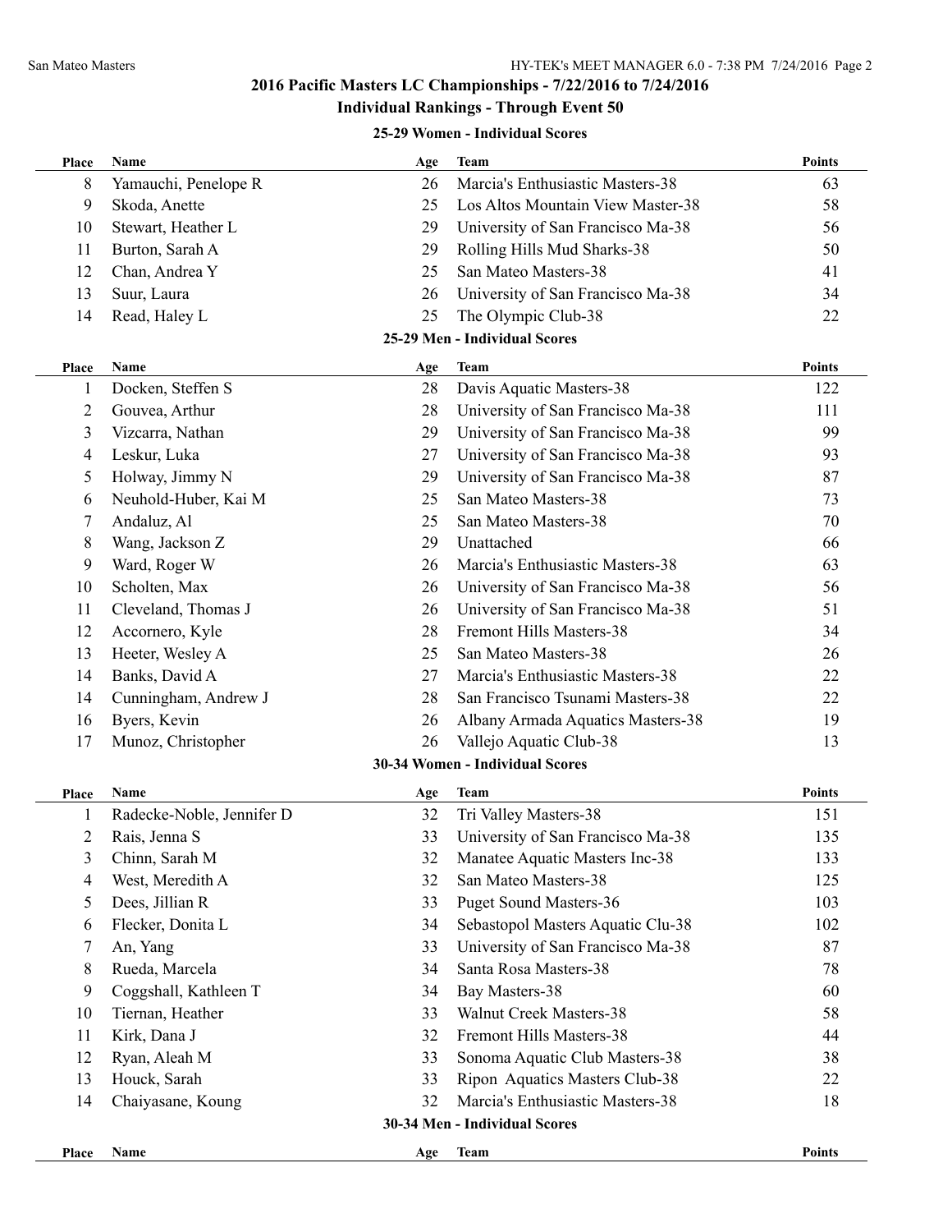## 2016 Pacific Masters LC Championships - 7/22/2016 to 7/24/2016

### Individual Rankings - Through Event 50

#### 25-29 Women - Individual Scores

| Place | Name | Age | Team | Points |
|---|---|---|---|---|
| 8 | Yamauchi, Penelope R | 26 | Marcia's Enthusiastic Masters-38 | 63 |
| 9 | Skoda, Anette | 25 | Los Altos Mountain View Master-38 | 58 |
| 10 | Stewart, Heather L | 29 | University of San Francisco Ma-38 | 56 |
| 11 | Burton, Sarah A | 29 | Rolling Hills Mud Sharks-38 | 50 |
| 12 | Chan, Andrea Y | 25 | San Mateo Masters-38 | 41 |
| 13 | Suur, Laura | 26 | University of San Francisco Ma-38 | 34 |
| 14 | Read, Haley L | 25 | The Olympic Club-38 | 22 |

#### 25-29 Men - Individual Scores

| Place | Name | Age | Team | Points |
|---|---|---|---|---|
| 1 | Docken, Steffen S | 28 | Davis Aquatic Masters-38 | 122 |
| 2 | Gouvea, Arthur | 28 | University of San Francisco Ma-38 | 111 |
| 3 | Vizcarra, Nathan | 29 | University of San Francisco Ma-38 | 99 |
| 4 | Leskur, Luka | 27 | University of San Francisco Ma-38 | 93 |
| 5 | Holway, Jimmy N | 29 | University of San Francisco Ma-38 | 87 |
| 6 | Neuhold-Huber, Kai M | 25 | San Mateo Masters-38 | 73 |
| 7 | Andaluz, Al | 25 | San Mateo Masters-38 | 70 |
| 8 | Wang, Jackson Z | 29 | Unattached | 66 |
| 9 | Ward, Roger W | 26 | Marcia's Enthusiastic Masters-38 | 63 |
| 10 | Scholten, Max | 26 | University of San Francisco Ma-38 | 56 |
| 11 | Cleveland, Thomas J | 26 | University of San Francisco Ma-38 | 51 |
| 12 | Accornero, Kyle | 28 | Fremont Hills Masters-38 | 34 |
| 13 | Heeter, Wesley A | 25 | San Mateo Masters-38 | 26 |
| 14 | Banks, David A | 27 | Marcia's Enthusiastic Masters-38 | 22 |
| 14 | Cunningham, Andrew J | 28 | San Francisco Tsunami Masters-38 | 22 |
| 16 | Byers, Kevin | 26 | Albany Armada Aquatics Masters-38 | 19 |
| 17 | Munoz, Christopher | 26 | Vallejo Aquatic Club-38 | 13 |

#### 30-34 Women - Individual Scores

| Place | Name | Age | Team | Points |
|---|---|---|---|---|
| 1 | Radecke-Noble, Jennifer D | 32 | Tri Valley Masters-38 | 151 |
| 2 | Rais, Jenna S | 33 | University of San Francisco Ma-38 | 135 |
| 3 | Chinn, Sarah M | 32 | Manatee Aquatic Masters Inc-38 | 133 |
| 4 | West, Meredith A | 32 | San Mateo Masters-38 | 125 |
| 5 | Dees, Jillian R | 33 | Puget Sound Masters-36 | 103 |
| 6 | Flecker, Donita L | 34 | Sebastopol Masters Aquatic Clu-38 | 102 |
| 7 | An, Yang | 33 | University of San Francisco Ma-38 | 87 |
| 8 | Rueda, Marcela | 34 | Santa Rosa Masters-38 | 78 |
| 9 | Coggshall, Kathleen T | 34 | Bay Masters-38 | 60 |
| 10 | Tiernan, Heather | 33 | Walnut Creek Masters-38 | 58 |
| 11 | Kirk, Dana J | 32 | Fremont Hills Masters-38 | 44 |
| 12 | Ryan, Aleah M | 33 | Sonoma Aquatic Club Masters-38 | 38 |
| 13 | Houck, Sarah | 33 | Ripon Aquatics Masters Club-38 | 22 |
| 14 | Chaiyasane, Koung | 32 | Marcia's Enthusiastic Masters-38 | 18 |

#### 30-34 Men - Individual Scores

| Place | Name | Age | Team | Points |
|---|---|---|---|---|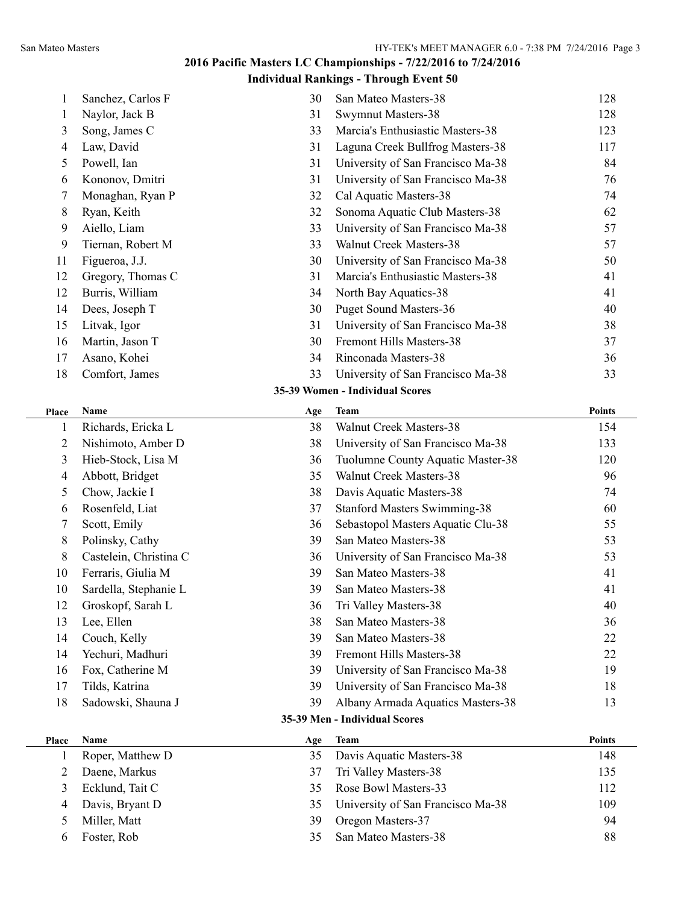## 2016 Pacific Masters LC Championships - 7/22/2016 to 7/24/2016

### Individual Rankings - Through Event 50

| Place | Name | Age | Team | Points |
|---|---|---|---|---|
| 1 | Sanchez, Carlos F | 30 | San Mateo Masters-38 | 128 |
| 1 | Naylor, Jack B | 31 | Swymnut Masters-38 | 128 |
| 3 | Song, James C | 33 | Marcia's Enthusiastic Masters-38 | 123 |
| 4 | Law, David | 31 | Laguna Creek Bullfrog Masters-38 | 117 |
| 5 | Powell, Ian | 31 | University of San Francisco Ma-38 | 84 |
| 6 | Kononov, Dmitri | 31 | University of San Francisco Ma-38 | 76 |
| 7 | Monaghan, Ryan P | 32 | Cal Aquatic Masters-38 | 74 |
| 8 | Ryan, Keith | 32 | Sonoma Aquatic Club Masters-38 | 62 |
| 9 | Aiello, Liam | 33 | University of San Francisco Ma-38 | 57 |
| 9 | Tiernan, Robert M | 33 | Walnut Creek Masters-38 | 57 |
| 11 | Figueroa, J.J. | 30 | University of San Francisco Ma-38 | 50 |
| 12 | Gregory, Thomas C | 31 | Marcia's Enthusiastic Masters-38 | 41 |
| 12 | Burris, William | 34 | North Bay Aquatics-38 | 41 |
| 14 | Dees, Joseph T | 30 | Puget Sound Masters-36 | 40 |
| 15 | Litvak, Igor | 31 | University of San Francisco Ma-38 | 38 |
| 16 | Martin, Jason T | 30 | Fremont Hills Masters-38 | 37 |
| 17 | Asano, Kohei | 34 | Rinconada Masters-38 | 36 |
| 18 | Comfort, James | 33 | University of San Francisco Ma-38 | 33 |

#### 35-39 Women - Individual Scores

| Place | Name | Age | Team | Points |
|---|---|---|---|---|
| 1 | Richards, Ericka L | 38 | Walnut Creek Masters-38 | 154 |
| 2 | Nishimoto, Amber D | 38 | University of San Francisco Ma-38 | 133 |
| 3 | Hieb-Stock, Lisa M | 36 | Tuolumne County Aquatic Master-38 | 120 |
| 4 | Abbott, Bridget | 35 | Walnut Creek Masters-38 | 96 |
| 5 | Chow, Jackie I | 38 | Davis Aquatic Masters-38 | 74 |
| 6 | Rosenfeld, Liat | 37 | Stanford Masters Swimming-38 | 60 |
| 7 | Scott, Emily | 36 | Sebastopol Masters Aquatic Clu-38 | 55 |
| 8 | Polinsky, Cathy | 39 | San Mateo Masters-38 | 53 |
| 8 | Castelein, Christina C | 36 | University of San Francisco Ma-38 | 53 |
| 10 | Ferraris, Giulia M | 39 | San Mateo Masters-38 | 41 |
| 10 | Sardella, Stephanie L | 39 | San Mateo Masters-38 | 41 |
| 12 | Groskopf, Sarah L | 36 | Tri Valley Masters-38 | 40 |
| 13 | Lee, Ellen | 38 | San Mateo Masters-38 | 36 |
| 14 | Couch, Kelly | 39 | San Mateo Masters-38 | 22 |
| 14 | Yechuri, Madhuri | 39 | Fremont Hills Masters-38 | 22 |
| 16 | Fox, Catherine M | 39 | University of San Francisco Ma-38 | 19 |
| 17 | Tilds, Katrina | 39 | University of San Francisco Ma-38 | 18 |
| 18 | Sadowski, Shauna J | 39 | Albany Armada Aquatics Masters-38 | 13 |

#### 35-39 Men - Individual Scores

| Place | Name | Age | Team | Points |
|---|---|---|---|---|
| 1 | Roper, Matthew D | 35 | Davis Aquatic Masters-38 | 148 |
| 2 | Daene, Markus | 37 | Tri Valley Masters-38 | 135 |
| 3 | Ecklund, Tait C | 35 | Rose Bowl Masters-33 | 112 |
| 4 | Davis, Bryant D | 35 | University of San Francisco Ma-38 | 109 |
| 5 | Miller, Matt | 39 | Oregon Masters-37 | 94 |
| 6 | Foster, Rob | 35 | San Mateo Masters-38 | 88 |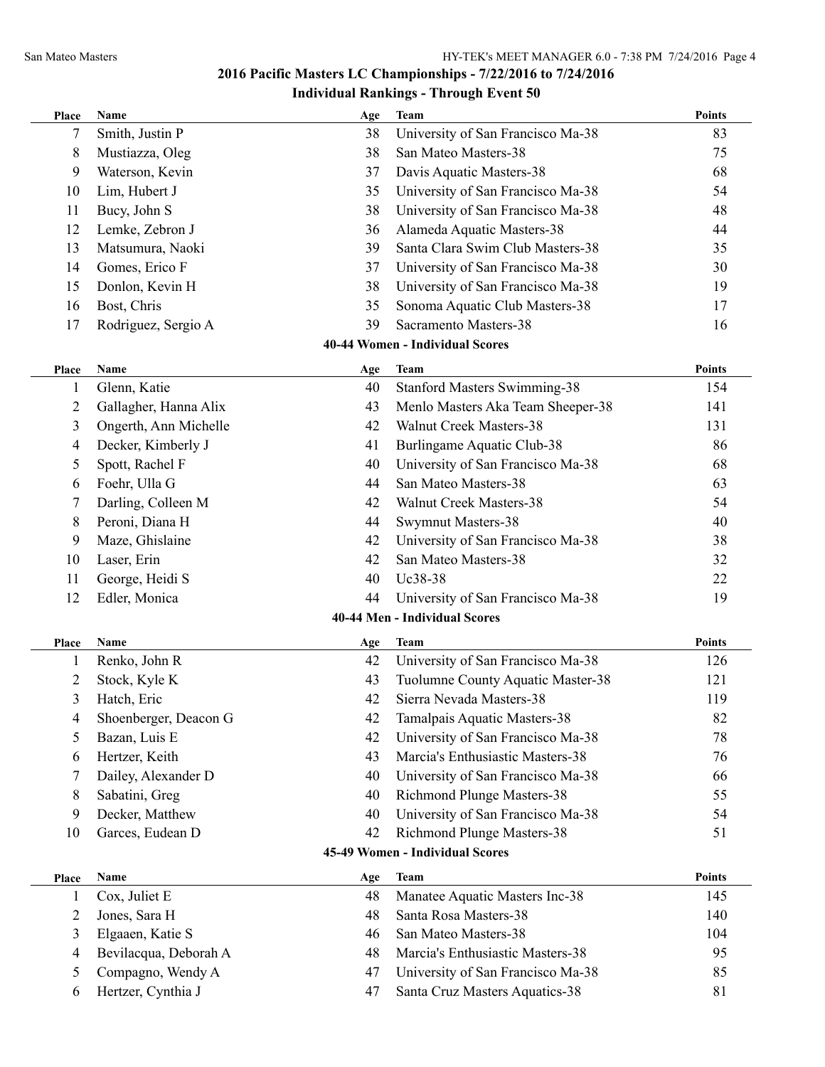## 2016 Pacific Masters LC Championships - 7/22/2016 to 7/24/2016

### Individual Rankings - Through Event 50

| Place | Name | Age | Team | Points |
|---|---|---|---|---|
| 7 | Smith, Justin P | 38 | University of San Francisco Ma-38 | 83 |
| 8 | Mustiazza, Oleg | 38 | San Mateo Masters-38 | 75 |
| 9 | Waterson, Kevin | 37 | Davis Aquatic Masters-38 | 68 |
| 10 | Lim, Hubert J | 35 | University of San Francisco Ma-38 | 54 |
| 11 | Bucy, John S | 38 | University of San Francisco Ma-38 | 48 |
| 12 | Lemke, Zebron J | 36 | Alameda Aquatic Masters-38 | 44 |
| 13 | Matsumura, Naoki | 39 | Santa Clara Swim Club Masters-38 | 35 |
| 14 | Gomes, Erico F | 37 | University of San Francisco Ma-38 | 30 |
| 15 | Donlon, Kevin H | 38 | University of San Francisco Ma-38 | 19 |
| 16 | Bost, Chris | 35 | Sonoma Aquatic Club Masters-38 | 17 |
| 17 | Rodriguez, Sergio A | 39 | Sacramento Masters-38 | 16 |

#### 40-44 Women - Individual Scores

| Place | Name | Age | Team | Points |
|---|---|---|---|---|
| 1 | Glenn, Katie | 40 | Stanford Masters Swimming-38 | 154 |
| 2 | Gallagher, Hanna Alix | 43 | Menlo Masters Aka Team Sheeper-38 | 141 |
| 3 | Ongerth, Ann Michelle | 42 | Walnut Creek Masters-38 | 131 |
| 4 | Decker, Kimberly J | 41 | Burlingame Aquatic Club-38 | 86 |
| 5 | Spott, Rachel F | 40 | University of San Francisco Ma-38 | 68 |
| 6 | Foehr, Ulla G | 44 | San Mateo Masters-38 | 63 |
| 7 | Darling, Colleen M | 42 | Walnut Creek Masters-38 | 54 |
| 8 | Peroni, Diana H | 44 | Swymnut Masters-38 | 40 |
| 9 | Maze, Ghislaine | 42 | University of San Francisco Ma-38 | 38 |
| 10 | Laser, Erin | 42 | San Mateo Masters-38 | 32 |
| 11 | George, Heidi S | 40 | Uc38-38 | 22 |
| 12 | Edler, Monica | 44 | University of San Francisco Ma-38 | 19 |

#### 40-44 Men - Individual Scores

| Place | Name | Age | Team | Points |
|---|---|---|---|---|
| 1 | Renko, John R | 42 | University of San Francisco Ma-38 | 126 |
| 2 | Stock, Kyle K | 43 | Tuolumne County Aquatic Master-38 | 121 |
| 3 | Hatch, Eric | 42 | Sierra Nevada Masters-38 | 119 |
| 4 | Shoenberger, Deacon G | 42 | Tamalpais Aquatic Masters-38 | 82 |
| 5 | Bazan, Luis E | 42 | University of San Francisco Ma-38 | 78 |
| 6 | Hertzer, Keith | 43 | Marcia's Enthusiastic Masters-38 | 76 |
| 7 | Dailey, Alexander D | 40 | University of San Francisco Ma-38 | 66 |
| 8 | Sabatini, Greg | 40 | Richmond Plunge Masters-38 | 55 |
| 9 | Decker, Matthew | 40 | University of San Francisco Ma-38 | 54 |
| 10 | Garces, Eudean D | 42 | Richmond Plunge Masters-38 | 51 |

#### 45-49 Women - Individual Scores

| Place | Name | Age | Team | Points |
|---|---|---|---|---|
| 1 | Cox, Juliet E | 48 | Manatee Aquatic Masters Inc-38 | 145 |
| 2 | Jones, Sara H | 48 | Santa Rosa Masters-38 | 140 |
| 3 | Elgaaen, Katie S | 46 | San Mateo Masters-38 | 104 |
| 4 | Bevilacqua, Deborah A | 48 | Marcia's Enthusiastic Masters-38 | 95 |
| 5 | Compagno, Wendy A | 47 | University of San Francisco Ma-38 | 85 |
| 6 | Hertzer, Cynthia J | 47 | Santa Cruz Masters Aquatics-38 | 81 |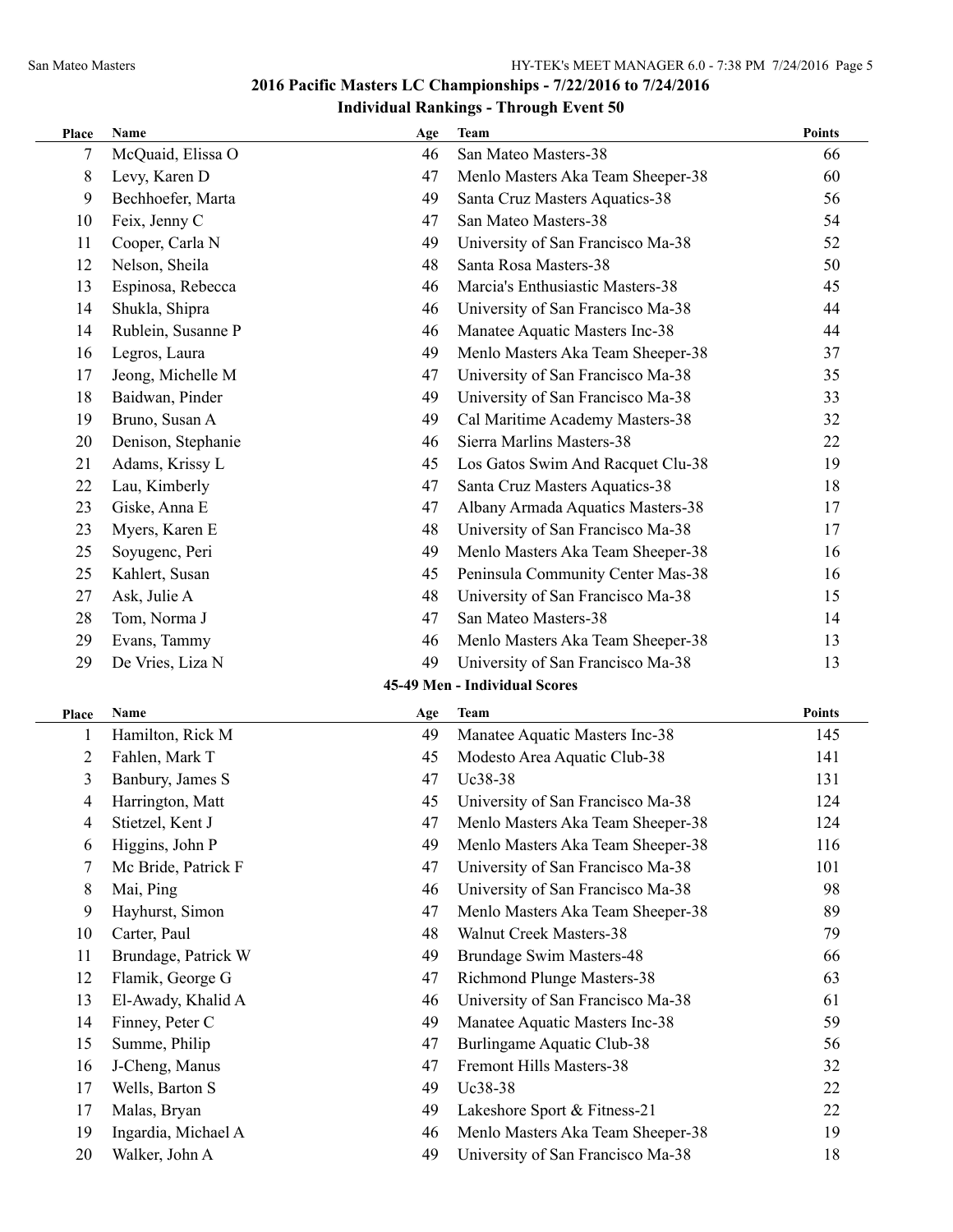## 2016 Pacific Masters LC Championships - 7/22/2016 to 7/24/2016

### Individual Rankings - Through Event 50

| Place | Name | Age | Team | Points |
|---|---|---|---|---|
| 7 | McQuaid, Elissa O | 46 | San Mateo Masters-38 | 66 |
| 8 | Levy, Karen D | 47 | Menlo Masters Aka Team Sheeper-38 | 60 |
| 9 | Bechhoefer, Marta | 49 | Santa Cruz Masters Aquatics-38 | 56 |
| 10 | Feix, Jenny C | 47 | San Mateo Masters-38 | 54 |
| 11 | Cooper, Carla N | 49 | University of San Francisco Ma-38 | 52 |
| 12 | Nelson, Sheila | 48 | Santa Rosa Masters-38 | 50 |
| 13 | Espinosa, Rebecca | 46 | Marcia's Enthusiastic Masters-38 | 45 |
| 14 | Shukla, Shipra | 46 | University of San Francisco Ma-38 | 44 |
| 14 | Rublein, Susanne P | 46 | Manatee Aquatic Masters Inc-38 | 44 |
| 16 | Legros, Laura | 49 | Menlo Masters Aka Team Sheeper-38 | 37 |
| 17 | Jeong, Michelle M | 47 | University of San Francisco Ma-38 | 35 |
| 18 | Baidwan, Pinder | 49 | University of San Francisco Ma-38 | 33 |
| 19 | Bruno, Susan A | 49 | Cal Maritime Academy Masters-38 | 32 |
| 20 | Denison, Stephanie | 46 | Sierra Marlins Masters-38 | 22 |
| 21 | Adams, Krissy L | 45 | Los Gatos Swim And Racquet Clu-38 | 19 |
| 22 | Lau, Kimberly | 47 | Santa Cruz Masters Aquatics-38 | 18 |
| 23 | Giske, Anna E | 47 | Albany Armada Aquatics Masters-38 | 17 |
| 23 | Myers, Karen E | 48 | University of San Francisco Ma-38 | 17 |
| 25 | Soyugenc, Peri | 49 | Menlo Masters Aka Team Sheeper-38 | 16 |
| 25 | Kahlert, Susan | 45 | Peninsula Community Center Mas-38 | 16 |
| 27 | Ask, Julie A | 48 | University of San Francisco Ma-38 | 15 |
| 28 | Tom, Norma J | 47 | San Mateo Masters-38 | 14 |
| 29 | Evans, Tammy | 46 | Menlo Masters Aka Team Sheeper-38 | 13 |
| 29 | De Vries, Liza N | 49 | University of San Francisco Ma-38 | 13 |

### 45-49 Men - Individual Scores

| Place | Name | Age | Team | Points |
|---|---|---|---|---|
| 1 | Hamilton, Rick M | 49 | Manatee Aquatic Masters Inc-38 | 145 |
| 2 | Fahlen, Mark T | 45 | Modesto Area Aquatic Club-38 | 141 |
| 3 | Banbury, James S | 47 | Uc38-38 | 131 |
| 4 | Harrington, Matt | 45 | University of San Francisco Ma-38 | 124 |
| 4 | Stietzel, Kent J | 47 | Menlo Masters Aka Team Sheeper-38 | 124 |
| 6 | Higgins, John P | 49 | Menlo Masters Aka Team Sheeper-38 | 116 |
| 7 | Mc Bride, Patrick F | 47 | University of San Francisco Ma-38 | 101 |
| 8 | Mai, Ping | 46 | University of San Francisco Ma-38 | 98 |
| 9 | Hayhurst, Simon | 47 | Menlo Masters Aka Team Sheeper-38 | 89 |
| 10 | Carter, Paul | 48 | Walnut Creek Masters-38 | 79 |
| 11 | Brundage, Patrick W | 49 | Brundage Swim Masters-48 | 66 |
| 12 | Flamik, George G | 47 | Richmond Plunge Masters-38 | 63 |
| 13 | El-Awady, Khalid A | 46 | University of San Francisco Ma-38 | 61 |
| 14 | Finney, Peter C | 49 | Manatee Aquatic Masters Inc-38 | 59 |
| 15 | Summe, Philip | 47 | Burlingame Aquatic Club-38 | 56 |
| 16 | J-Cheng, Manus | 47 | Fremont Hills Masters-38 | 32 |
| 17 | Wells, Barton S | 49 | Uc38-38 | 22 |
| 17 | Malas, Bryan | 49 | Lakeshore Sport & Fitness-21 | 22 |
| 19 | Ingardia, Michael A | 46 | Menlo Masters Aka Team Sheeper-38 | 19 |
| 20 | Walker, John A | 49 | University of San Francisco Ma-38 | 18 |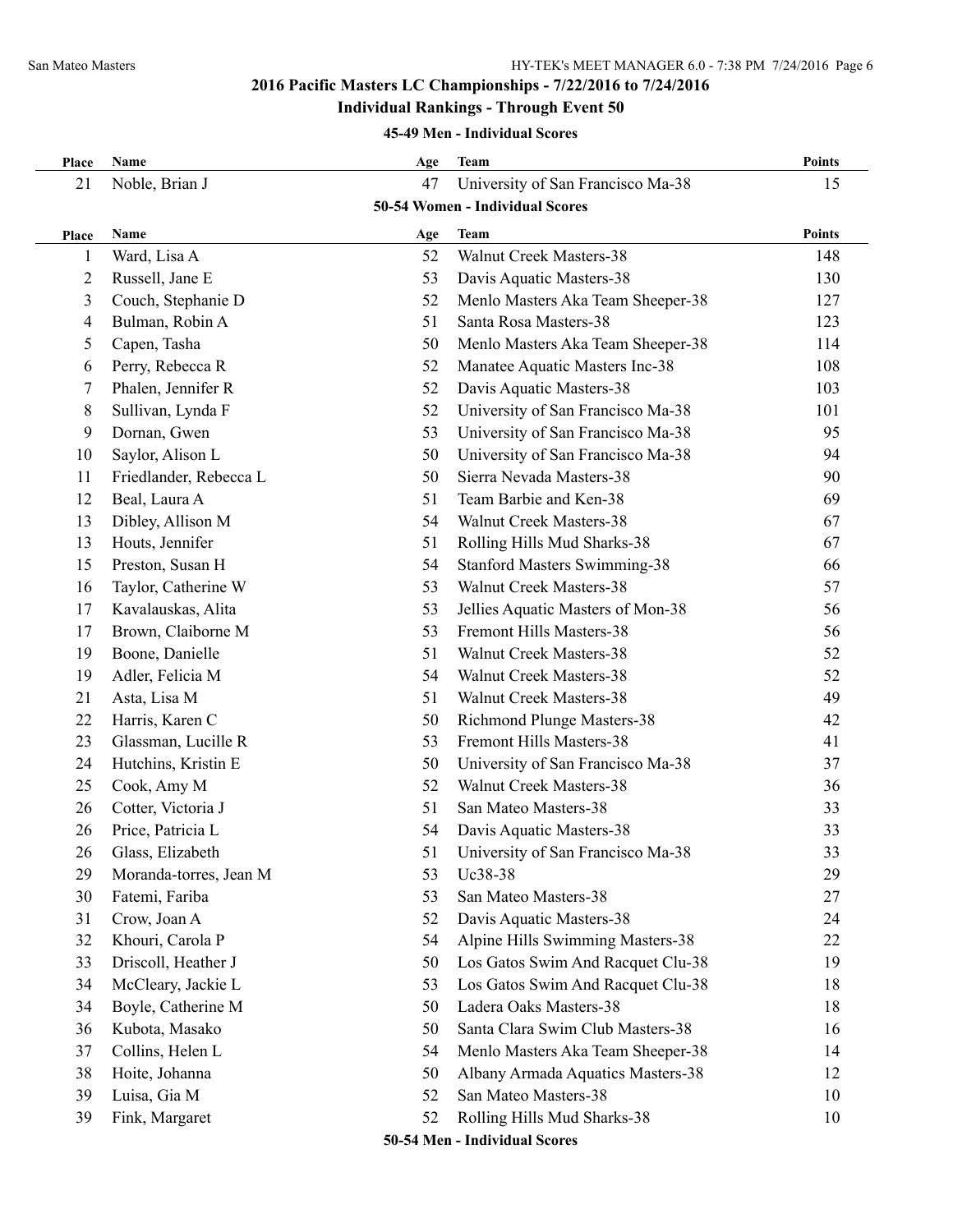## 2016 Pacific Masters LC Championships - 7/22/2016 to 7/24/2016

### Individual Rankings - Through Event 50

#### 45-49 Men - Individual Scores

| Place | Name | Age | Team | Points |
|---|---|---|---|---|
| 21 | Noble, Brian J | 47 | University of San Francisco Ma-38 | 15 |

#### 50-54 Women - Individual Scores

| Place | Name | Age | Team | Points |
|---|---|---|---|---|
| 1 | Ward, Lisa A | 52 | Walnut Creek Masters-38 | 148 |
| 2 | Russell, Jane E | 53 | Davis Aquatic Masters-38 | 130 |
| 3 | Couch, Stephanie D | 52 | Menlo Masters Aka Team Sheeper-38 | 127 |
| 4 | Bulman, Robin A | 51 | Santa Rosa Masters-38 | 123 |
| 5 | Capen, Tasha | 50 | Menlo Masters Aka Team Sheeper-38 | 114 |
| 6 | Perry, Rebecca R | 52 | Manatee Aquatic Masters Inc-38 | 108 |
| 7 | Phalen, Jennifer R | 52 | Davis Aquatic Masters-38 | 103 |
| 8 | Sullivan, Lynda F | 52 | University of San Francisco Ma-38 | 101 |
| 9 | Dornan, Gwen | 53 | University of San Francisco Ma-38 | 95 |
| 10 | Saylor, Alison L | 50 | University of San Francisco Ma-38 | 94 |
| 11 | Friedlander, Rebecca L | 50 | Sierra Nevada Masters-38 | 90 |
| 12 | Beal, Laura A | 51 | Team Barbie and Ken-38 | 69 |
| 13 | Dibley, Allison M | 54 | Walnut Creek Masters-38 | 67 |
| 13 | Houts, Jennifer | 51 | Rolling Hills Mud Sharks-38 | 67 |
| 15 | Preston, Susan H | 54 | Stanford Masters Swimming-38 | 66 |
| 16 | Taylor, Catherine W | 53 | Walnut Creek Masters-38 | 57 |
| 17 | Kavalauskas, Alita | 53 | Jellies Aquatic Masters of Mon-38 | 56 |
| 17 | Brown, Claiborne M | 53 | Fremont Hills Masters-38 | 56 |
| 19 | Boone, Danielle | 51 | Walnut Creek Masters-38 | 52 |
| 19 | Adler, Felicia M | 54 | Walnut Creek Masters-38 | 52 |
| 21 | Asta, Lisa M | 51 | Walnut Creek Masters-38 | 49 |
| 22 | Harris, Karen C | 50 | Richmond Plunge Masters-38 | 42 |
| 23 | Glassman, Lucille R | 53 | Fremont Hills Masters-38 | 41 |
| 24 | Hutchins, Kristin E | 50 | University of San Francisco Ma-38 | 37 |
| 25 | Cook, Amy M | 52 | Walnut Creek Masters-38 | 36 |
| 26 | Cotter, Victoria J | 51 | San Mateo Masters-38 | 33 |
| 26 | Price, Patricia L | 54 | Davis Aquatic Masters-38 | 33 |
| 26 | Glass, Elizabeth | 51 | University of San Francisco Ma-38 | 33 |
| 29 | Moranda-torres, Jean M | 53 | Uc38-38 | 29 |
| 30 | Fatemi, Fariba | 53 | San Mateo Masters-38 | 27 |
| 31 | Crow, Joan A | 52 | Davis Aquatic Masters-38 | 24 |
| 32 | Khouri, Carola P | 54 | Alpine Hills Swimming Masters-38 | 22 |
| 33 | Driscoll, Heather J | 50 | Los Gatos Swim And Racquet Clu-38 | 19 |
| 34 | McCleary, Jackie L | 53 | Los Gatos Swim And Racquet Clu-38 | 18 |
| 34 | Boyle, Catherine M | 50 | Ladera Oaks Masters-38 | 18 |
| 36 | Kubota, Masako | 50 | Santa Clara Swim Club Masters-38 | 16 |
| 37 | Collins, Helen L | 54 | Menlo Masters Aka Team Sheeper-38 | 14 |
| 38 | Hoite, Johanna | 50 | Albany Armada Aquatics Masters-38 | 12 |
| 39 | Luisa, Gia M | 52 | San Mateo Masters-38 | 10 |
| 39 | Fink, Margaret | 52 | Rolling Hills Mud Sharks-38 | 10 |

#### 50-54 Men - Individual Scores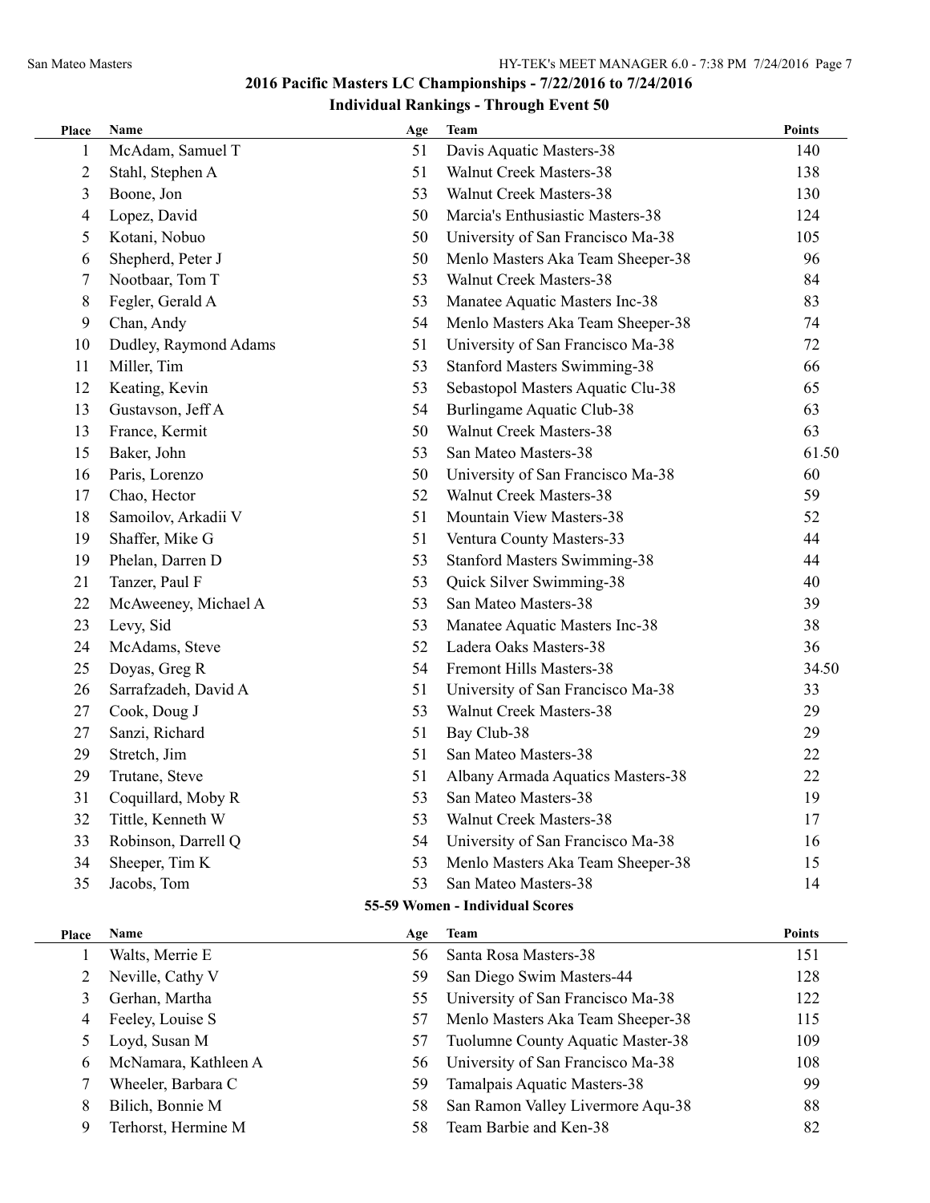## 2016 Pacific Masters LC Championships - 7/22/2016 to 7/24/2016

### Individual Rankings - Through Event 50

| Place | Name | Age | Team | Points |
|---|---|---|---|---|
| 1 | McAdam, Samuel T | 51 | Davis Aquatic Masters-38 | 140 |
| 2 | Stahl, Stephen A | 51 | Walnut Creek Masters-38 | 138 |
| 3 | Boone, Jon | 53 | Walnut Creek Masters-38 | 130 |
| 4 | Lopez, David | 50 | Marcia's Enthusiastic Masters-38 | 124 |
| 5 | Kotani, Nobuo | 50 | University of San Francisco Ma-38 | 105 |
| 6 | Shepherd, Peter J | 50 | Menlo Masters Aka Team Sheeper-38 | 96 |
| 7 | Nootbaar, Tom T | 53 | Walnut Creek Masters-38 | 84 |
| 8 | Fegler, Gerald A | 53 | Manatee Aquatic Masters Inc-38 | 83 |
| 9 | Chan, Andy | 54 | Menlo Masters Aka Team Sheeper-38 | 74 |
| 10 | Dudley, Raymond Adams | 51 | University of San Francisco Ma-38 | 72 |
| 11 | Miller, Tim | 53 | Stanford Masters Swimming-38 | 66 |
| 12 | Keating, Kevin | 53 | Sebastopol Masters Aquatic Clu-38 | 65 |
| 13 | Gustavson, Jeff A | 54 | Burlingame Aquatic Club-38 | 63 |
| 13 | France, Kermit | 50 | Walnut Creek Masters-38 | 63 |
| 15 | Baker, John | 53 | San Mateo Masters-38 | 61.50 |
| 16 | Paris, Lorenzo | 50 | University of San Francisco Ma-38 | 60 |
| 17 | Chao, Hector | 52 | Walnut Creek Masters-38 | 59 |
| 18 | Samoilov, Arkadii V | 51 | Mountain View Masters-38 | 52 |
| 19 | Shaffer, Mike G | 51 | Ventura County Masters-33 | 44 |
| 19 | Phelan, Darren D | 53 | Stanford Masters Swimming-38 | 44 |
| 21 | Tanzer, Paul F | 53 | Quick Silver Swimming-38 | 40 |
| 22 | McAweeney, Michael A | 53 | San Mateo Masters-38 | 39 |
| 23 | Levy, Sid | 53 | Manatee Aquatic Masters Inc-38 | 38 |
| 24 | McAdams, Steve | 52 | Ladera Oaks Masters-38 | 36 |
| 25 | Doyas, Greg R | 54 | Fremont Hills Masters-38 | 34.50 |
| 26 | Sarrafzadeh, David A | 51 | University of San Francisco Ma-38 | 33 |
| 27 | Cook, Doug J | 53 | Walnut Creek Masters-38 | 29 |
| 27 | Sanzi, Richard | 51 | Bay Club-38 | 29 |
| 29 | Stretch, Jim | 51 | San Mateo Masters-38 | 22 |
| 29 | Trutane, Steve | 51 | Albany Armada Aquatics Masters-38 | 22 |
| 31 | Coquillard, Moby R | 53 | San Mateo Masters-38 | 19 |
| 32 | Tittle, Kenneth W | 53 | Walnut Creek Masters-38 | 17 |
| 33 | Robinson, Darrell Q | 54 | University of San Francisco Ma-38 | 16 |
| 34 | Sheeper, Tim K | 53 | Menlo Masters Aka Team Sheeper-38 | 15 |
| 35 | Jacobs, Tom | 53 | San Mateo Masters-38 | 14 |

### 55-59 Women - Individual Scores

| Place | Name | Age | Team | Points |
|---|---|---|---|---|
| 1 | Walts, Merrie E | 56 | Santa Rosa Masters-38 | 151 |
| 2 | Neville, Cathy V | 59 | San Diego Swim Masters-44 | 128 |
| 3 | Gerhan, Martha | 55 | University of San Francisco Ma-38 | 122 |
| 4 | Feeley, Louise S | 57 | Menlo Masters Aka Team Sheeper-38 | 115 |
| 5 | Loyd, Susan M | 57 | Tuolumne County Aquatic Master-38 | 109 |
| 6 | McNamara, Kathleen A | 56 | University of San Francisco Ma-38 | 108 |
| 7 | Wheeler, Barbara C | 59 | Tamalpais Aquatic Masters-38 | 99 |
| 8 | Bilich, Bonnie M | 58 | San Ramon Valley Livermore Aqu-38 | 88 |
| 9 | Terhorst, Hermine M | 58 | Team Barbie and Ken-38 | 82 |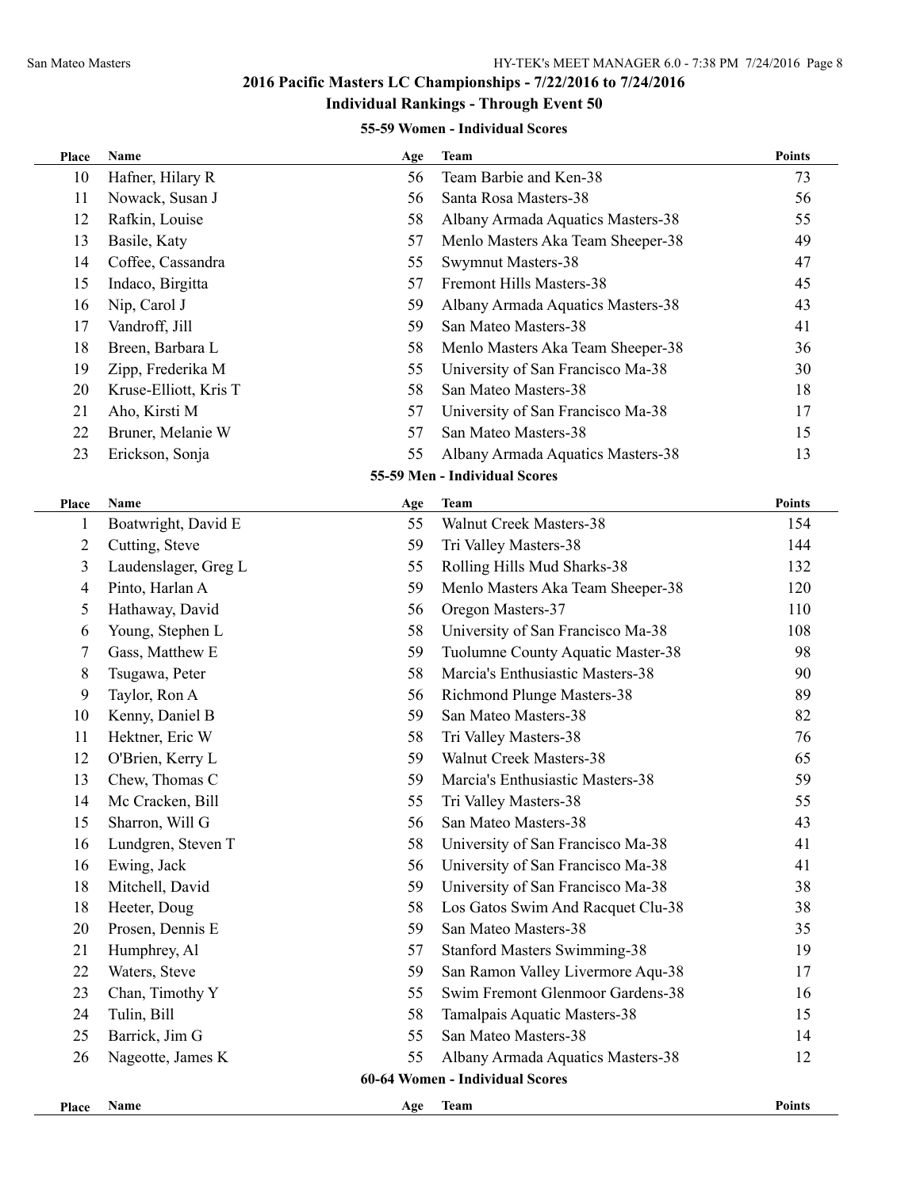## 2016 Pacific Masters LC Championships - 7/22/2016 to 7/24/2016

### Individual Rankings - Through Event 50

#### 55-59 Women - Individual Scores

| Place | Name | Age | Team | Points |
|---|---|---|---|---|
| 10 | Hafner, Hilary R | 56 | Team Barbie and Ken-38 | 73 |
| 11 | Nowack, Susan J | 56 | Santa Rosa Masters-38 | 56 |
| 12 | Rafkin, Louise | 58 | Albany Armada Aquatics Masters-38 | 55 |
| 13 | Basile, Katy | 57 | Menlo Masters Aka Team Sheeper-38 | 49 |
| 14 | Coffee, Cassandra | 55 | Swymnut Masters-38 | 47 |
| 15 | Indaco, Birgitta | 57 | Fremont Hills Masters-38 | 45 |
| 16 | Nip, Carol J | 59 | Albany Armada Aquatics Masters-38 | 43 |
| 17 | Vandroff, Jill | 59 | San Mateo Masters-38 | 41 |
| 18 | Breen, Barbara L | 58 | Menlo Masters Aka Team Sheeper-38 | 36 |
| 19 | Zipp, Frederika M | 55 | University of San Francisco Ma-38 | 30 |
| 20 | Kruse-Elliott, Kris T | 58 | San Mateo Masters-38 | 18 |
| 21 | Aho, Kirsti M | 57 | University of San Francisco Ma-38 | 17 |
| 22 | Bruner, Melanie W | 57 | San Mateo Masters-38 | 15 |
| 23 | Erickson, Sonja | 55 | Albany Armada Aquatics Masters-38 | 13 |

#### 55-59 Men - Individual Scores

| Place | Name | Age | Team | Points |
|---|---|---|---|---|
| 1 | Boatwright, David E | 55 | Walnut Creek Masters-38 | 154 |
| 2 | Cutting, Steve | 59 | Tri Valley Masters-38 | 144 |
| 3 | Laudenslager, Greg L | 55 | Rolling Hills Mud Sharks-38 | 132 |
| 4 | Pinto, Harlan A | 59 | Menlo Masters Aka Team Sheeper-38 | 120 |
| 5 | Hathaway, David | 56 | Oregon Masters-37 | 110 |
| 6 | Young, Stephen L | 58 | University of San Francisco Ma-38 | 108 |
| 7 | Gass, Matthew E | 59 | Tuolumne County Aquatic Master-38 | 98 |
| 8 | Tsugawa, Peter | 58 | Marcia's Enthusiastic Masters-38 | 90 |
| 9 | Taylor, Ron A | 56 | Richmond Plunge Masters-38 | 89 |
| 10 | Kenny, Daniel B | 59 | San Mateo Masters-38 | 82 |
| 11 | Hektner, Eric W | 58 | Tri Valley Masters-38 | 76 |
| 12 | O'Brien, Kerry L | 59 | Walnut Creek Masters-38 | 65 |
| 13 | Chew, Thomas C | 59 | Marcia's Enthusiastic Masters-38 | 59 |
| 14 | Mc Cracken, Bill | 55 | Tri Valley Masters-38 | 55 |
| 15 | Sharron, Will G | 56 | San Mateo Masters-38 | 43 |
| 16 | Lundgren, Steven T | 58 | University of San Francisco Ma-38 | 41 |
| 16 | Ewing, Jack | 56 | University of San Francisco Ma-38 | 41 |
| 18 | Mitchell, David | 59 | University of San Francisco Ma-38 | 38 |
| 18 | Heeter, Doug | 58 | Los Gatos Swim And Racquet Clu-38 | 38 |
| 20 | Prosen, Dennis E | 59 | San Mateo Masters-38 | 35 |
| 21 | Humphrey, Al | 57 | Stanford Masters Swimming-38 | 19 |
| 22 | Waters, Steve | 59 | San Ramon Valley Livermore Aqu-38 | 17 |
| 23 | Chan, Timothy Y | 55 | Swim Fremont Glenmoor Gardens-38 | 16 |
| 24 | Tulin, Bill | 58 | Tamalpais Aquatic Masters-38 | 15 |
| 25 | Barrick, Jim G | 55 | San Mateo Masters-38 | 14 |
| 26 | Nageotte, James K | 55 | Albany Armada Aquatics Masters-38 | 12 |

#### 60-64 Women - Individual Scores

| Place | Name | Age | Team | Points |
|---|---|---|---|---|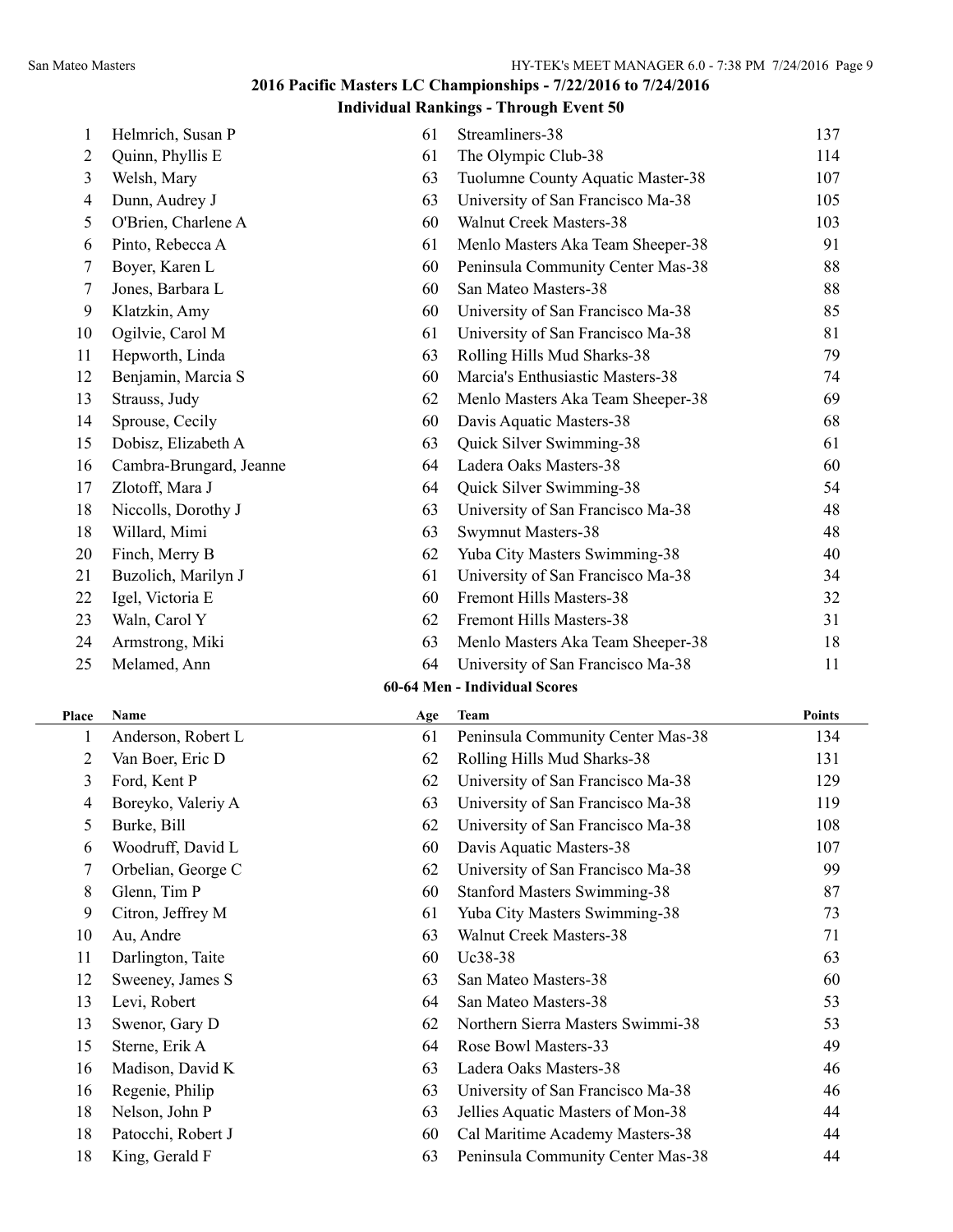## 2016 Pacific Masters LC Championships - 7/22/2016 to 7/24/2016

### Individual Rankings - Through Event 50

| Place | Name | Age | Team | Points |
|---|---|---|---|---|
| 1 | Helmrich, Susan P | 61 | Streamliners-38 | 137 |
| 2 | Quinn, Phyllis E | 61 | The Olympic Club-38 | 114 |
| 3 | Welsh, Mary | 63 | Tuolumne County Aquatic Master-38 | 107 |
| 4 | Dunn, Audrey J | 63 | University of San Francisco Ma-38 | 105 |
| 5 | O'Brien, Charlene A | 60 | Walnut Creek Masters-38 | 103 |
| 6 | Pinto, Rebecca A | 61 | Menlo Masters Aka Team Sheeper-38 | 91 |
| 7 | Boyer, Karen L | 60 | Peninsula Community Center Mas-38 | 88 |
| 7 | Jones, Barbara L | 60 | San Mateo Masters-38 | 88 |
| 9 | Klatzkin, Amy | 60 | University of San Francisco Ma-38 | 85 |
| 10 | Ogilvie, Carol M | 61 | University of San Francisco Ma-38 | 81 |
| 11 | Hepworth, Linda | 63 | Rolling Hills Mud Sharks-38 | 79 |
| 12 | Benjamin, Marcia S | 60 | Marcia's Enthusiastic Masters-38 | 74 |
| 13 | Strauss, Judy | 62 | Menlo Masters Aka Team Sheeper-38 | 69 |
| 14 | Sprouse, Cecily | 60 | Davis Aquatic Masters-38 | 68 |
| 15 | Dobisz, Elizabeth A | 63 | Quick Silver Swimming-38 | 61 |
| 16 | Cambra-Brungard, Jeanne | 64 | Ladera Oaks Masters-38 | 60 |
| 17 | Zlotoff, Mara J | 64 | Quick Silver Swimming-38 | 54 |
| 18 | Niccolls, Dorothy J | 63 | University of San Francisco Ma-38 | 48 |
| 18 | Willard, Mimi | 63 | Swymnut Masters-38 | 48 |
| 20 | Finch, Merry B | 62 | Yuba City Masters Swimming-38 | 40 |
| 21 | Buzolich, Marilyn J | 61 | University of San Francisco Ma-38 | 34 |
| 22 | Igel, Victoria E | 60 | Fremont Hills Masters-38 | 32 |
| 23 | Waln, Carol Y | 62 | Fremont Hills Masters-38 | 31 |
| 24 | Armstrong, Miki | 63 | Menlo Masters Aka Team Sheeper-38 | 18 |
| 25 | Melamed, Ann | 64 | University of San Francisco Ma-38 | 11 |

### 60-64 Men - Individual Scores

| Place | Name | Age | Team | Points |
|---|---|---|---|---|
| 1 | Anderson, Robert L | 61 | Peninsula Community Center Mas-38 | 134 |
| 2 | Van Boer, Eric D | 62 | Rolling Hills Mud Sharks-38 | 131 |
| 3 | Ford, Kent P | 62 | University of San Francisco Ma-38 | 129 |
| 4 | Boreyko, Valeriy A | 63 | University of San Francisco Ma-38 | 119 |
| 5 | Burke, Bill | 62 | University of San Francisco Ma-38 | 108 |
| 6 | Woodruff, David L | 60 | Davis Aquatic Masters-38 | 107 |
| 7 | Orbelian, George C | 62 | University of San Francisco Ma-38 | 99 |
| 8 | Glenn, Tim P | 60 | Stanford Masters Swimming-38 | 87 |
| 9 | Citron, Jeffrey M | 61 | Yuba City Masters Swimming-38 | 73 |
| 10 | Au, Andre | 63 | Walnut Creek Masters-38 | 71 |
| 11 | Darlington, Taite | 60 | Uc38-38 | 63 |
| 12 | Sweeney, James S | 63 | San Mateo Masters-38 | 60 |
| 13 | Levi, Robert | 64 | San Mateo Masters-38 | 53 |
| 13 | Swenor, Gary D | 62 | Northern Sierra Masters Swimmi-38 | 53 |
| 15 | Sterne, Erik A | 64 | Rose Bowl Masters-33 | 49 |
| 16 | Madison, David K | 63 | Ladera Oaks Masters-38 | 46 |
| 16 | Regenie, Philip | 63 | University of San Francisco Ma-38 | 46 |
| 18 | Nelson, John P | 63 | Jellies Aquatic Masters of Mon-38 | 44 |
| 18 | Patocchi, Robert J | 60 | Cal Maritime Academy Masters-38 | 44 |
| 18 | King, Gerald F | 63 | Peninsula Community Center Mas-38 | 44 |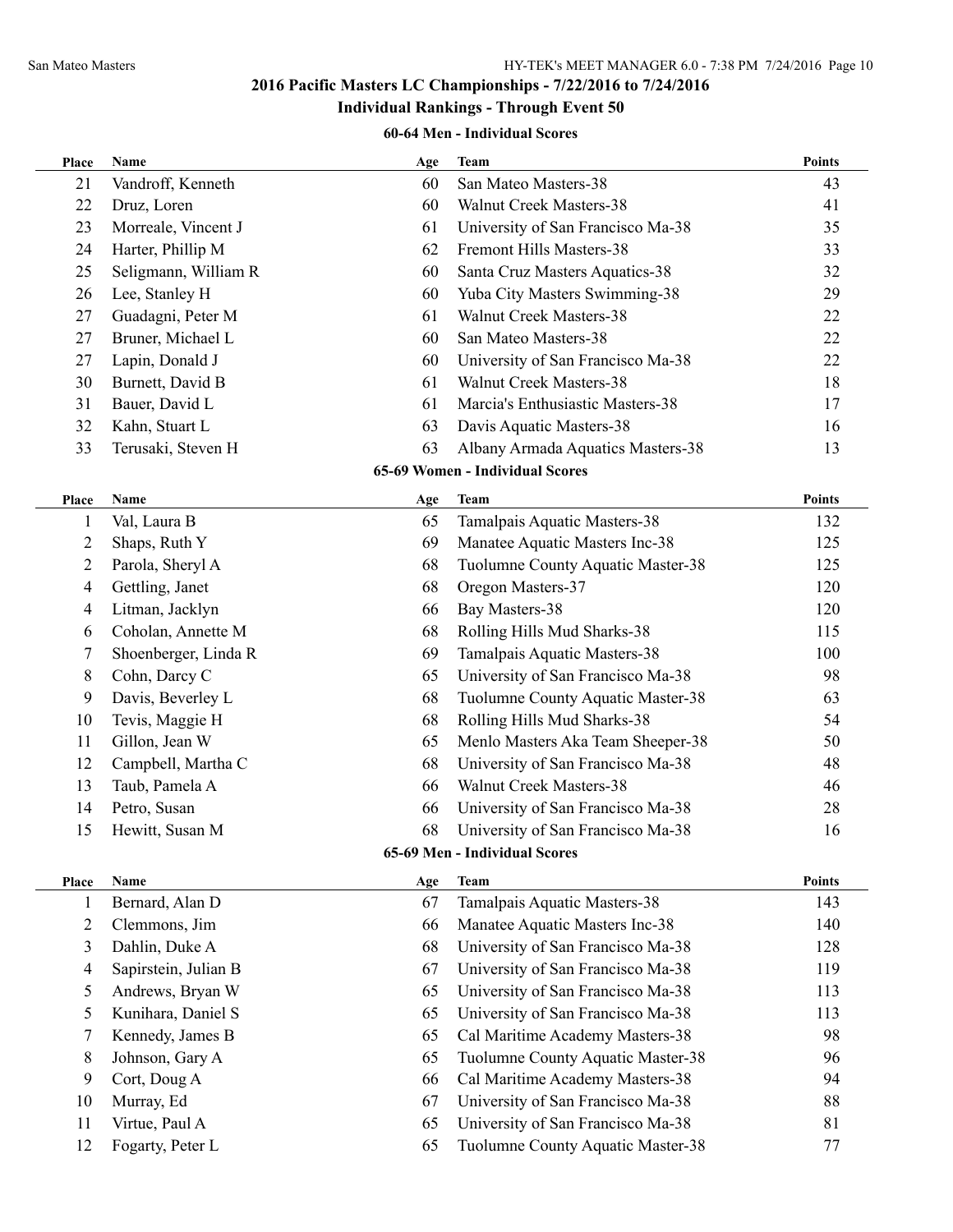## 2016 Pacific Masters LC Championships - 7/22/2016 to 7/24/2016

### Individual Rankings - Through Event 50

#### 60-64 Men - Individual Scores

| Place | Name | Age | Team | Points |
|---|---|---|---|---|
| 21 | Vandroff, Kenneth | 60 | San Mateo Masters-38 | 43 |
| 22 | Druz, Loren | 60 | Walnut Creek Masters-38 | 41 |
| 23 | Morreale, Vincent J | 61 | University of San Francisco Ma-38 | 35 |
| 24 | Harter, Phillip M | 62 | Fremont Hills Masters-38 | 33 |
| 25 | Seligmann, William R | 60 | Santa Cruz Masters Aquatics-38 | 32 |
| 26 | Lee, Stanley H | 60 | Yuba City Masters Swimming-38 | 29 |
| 27 | Guadagni, Peter M | 61 | Walnut Creek Masters-38 | 22 |
| 27 | Bruner, Michael L | 60 | San Mateo Masters-38 | 22 |
| 27 | Lapin, Donald J | 60 | University of San Francisco Ma-38 | 22 |
| 30 | Burnett, David B | 61 | Walnut Creek Masters-38 | 18 |
| 31 | Bauer, David L | 61 | Marcia's Enthusiastic Masters-38 | 17 |
| 32 | Kahn, Stuart L | 63 | Davis Aquatic Masters-38 | 16 |
| 33 | Terusaki, Steven H | 63 | Albany Armada Aquatics Masters-38 | 13 |

#### 65-69 Women - Individual Scores

| Place | Name | Age | Team | Points |
|---|---|---|---|---|
| 1 | Val, Laura B | 65 | Tamalpais Aquatic Masters-38 | 132 |
| 2 | Shaps, Ruth Y | 69 | Manatee Aquatic Masters Inc-38 | 125 |
| 2 | Parola, Sheryl A | 68 | Tuolumne County Aquatic Master-38 | 125 |
| 4 | Gettling, Janet | 68 | Oregon Masters-37 | 120 |
| 4 | Litman, Jacklyn | 66 | Bay Masters-38 | 120 |
| 6 | Coholan, Annette M | 68 | Rolling Hills Mud Sharks-38 | 115 |
| 7 | Shoenberger, Linda R | 69 | Tamalpais Aquatic Masters-38 | 100 |
| 8 | Cohn, Darcy C | 65 | University of San Francisco Ma-38 | 98 |
| 9 | Davis, Beverley L | 68 | Tuolumne County Aquatic Master-38 | 63 |
| 10 | Tevis, Maggie H | 68 | Rolling Hills Mud Sharks-38 | 54 |
| 11 | Gillon, Jean W | 65 | Menlo Masters Aka Team Sheeper-38 | 50 |
| 12 | Campbell, Martha C | 68 | University of San Francisco Ma-38 | 48 |
| 13 | Taub, Pamela A | 66 | Walnut Creek Masters-38 | 46 |
| 14 | Petro, Susan | 66 | University of San Francisco Ma-38 | 28 |
| 15 | Hewitt, Susan M | 68 | University of San Francisco Ma-38 | 16 |

#### 65-69 Men - Individual Scores

| Place | Name | Age | Team | Points |
|---|---|---|---|---|
| 1 | Bernard, Alan D | 67 | Tamalpais Aquatic Masters-38 | 143 |
| 2 | Clemmons, Jim | 66 | Manatee Aquatic Masters Inc-38 | 140 |
| 3 | Dahlin, Duke A | 68 | University of San Francisco Ma-38 | 128 |
| 4 | Sapirstein, Julian B | 67 | University of San Francisco Ma-38 | 119 |
| 5 | Andrews, Bryan W | 65 | University of San Francisco Ma-38 | 113 |
| 5 | Kunihara, Daniel S | 65 | University of San Francisco Ma-38 | 113 |
| 7 | Kennedy, James B | 65 | Cal Maritime Academy Masters-38 | 98 |
| 8 | Johnson, Gary A | 65 | Tuolumne County Aquatic Master-38 | 96 |
| 9 | Cort, Doug A | 66 | Cal Maritime Academy Masters-38 | 94 |
| 10 | Murray, Ed | 67 | University of San Francisco Ma-38 | 88 |
| 11 | Virtue, Paul A | 65 | University of San Francisco Ma-38 | 81 |
| 12 | Fogarty, Peter L | 65 | Tuolumne County Aquatic Master-38 | 77 |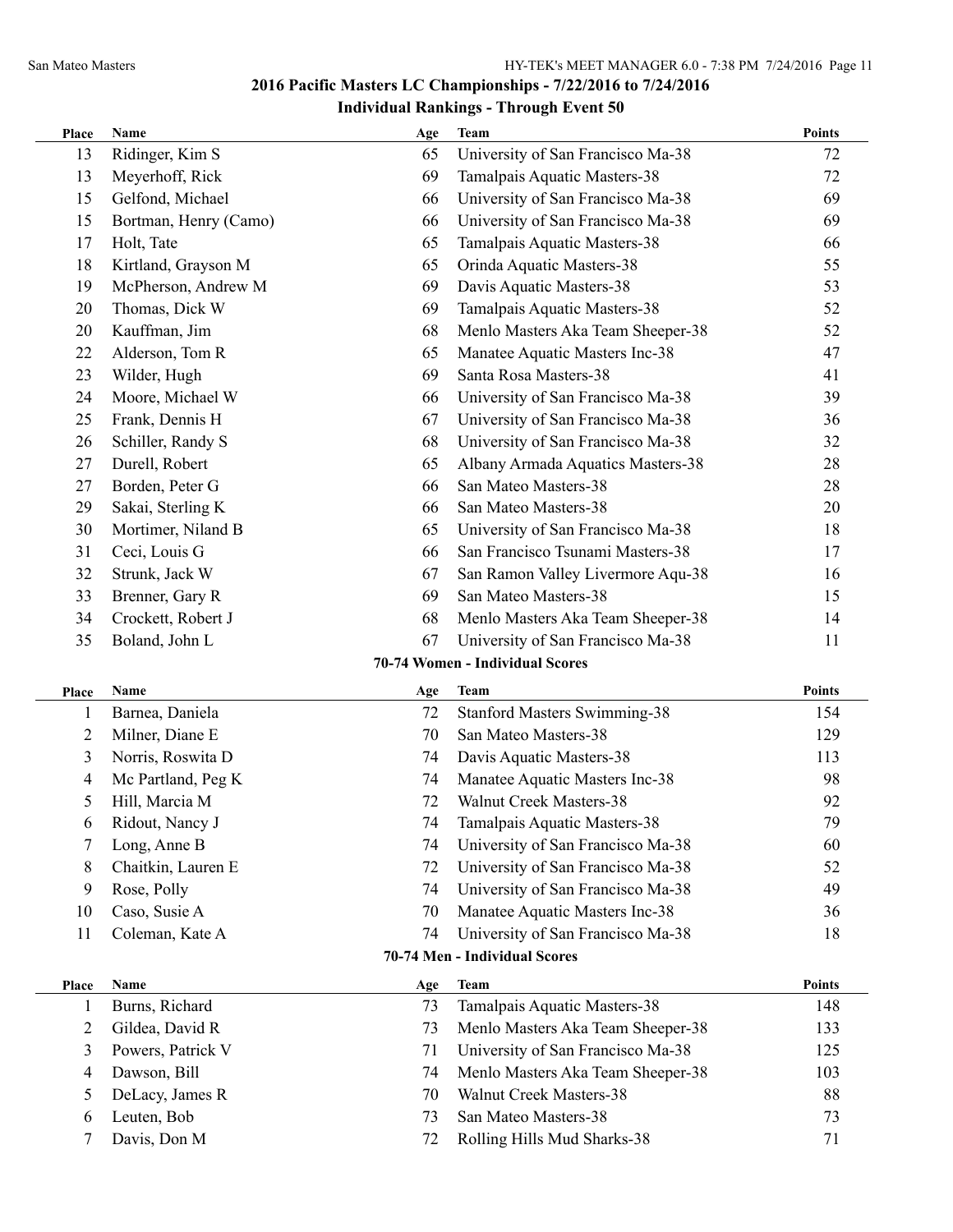## 2016 Pacific Masters LC Championships - 7/22/2016 to 7/24/2016

### Individual Rankings - Through Event 50

| Place | Name | Age | Team | Points |
|---|---|---|---|---|
| 13 | Ridinger, Kim S | 65 | University of San Francisco Ma-38 | 72 |
| 13 | Meyerhoff, Rick | 69 | Tamalpais Aquatic Masters-38 | 72 |
| 15 | Gelfond, Michael | 66 | University of San Francisco Ma-38 | 69 |
| 15 | Bortman, Henry (Camo) | 66 | University of San Francisco Ma-38 | 69 |
| 17 | Holt, Tate | 65 | Tamalpais Aquatic Masters-38 | 66 |
| 18 | Kirtland, Grayson M | 65 | Orinda Aquatic Masters-38 | 55 |
| 19 | McPherson, Andrew M | 69 | Davis Aquatic Masters-38 | 53 |
| 20 | Thomas, Dick W | 69 | Tamalpais Aquatic Masters-38 | 52 |
| 20 | Kauffman, Jim | 68 | Menlo Masters Aka Team Sheeper-38 | 52 |
| 22 | Alderson, Tom R | 65 | Manatee Aquatic Masters Inc-38 | 47 |
| 23 | Wilder, Hugh | 69 | Santa Rosa Masters-38 | 41 |
| 24 | Moore, Michael W | 66 | University of San Francisco Ma-38 | 39 |
| 25 | Frank, Dennis H | 67 | University of San Francisco Ma-38 | 36 |
| 26 | Schiller, Randy S | 68 | University of San Francisco Ma-38 | 32 |
| 27 | Durell, Robert | 65 | Albany Armada Aquatics Masters-38 | 28 |
| 27 | Borden, Peter G | 66 | San Mateo Masters-38 | 28 |
| 29 | Sakai, Sterling K | 66 | San Mateo Masters-38 | 20 |
| 30 | Mortimer, Niland B | 65 | University of San Francisco Ma-38 | 18 |
| 31 | Ceci, Louis G | 66 | San Francisco Tsunami Masters-38 | 17 |
| 32 | Strunk, Jack W | 67 | San Ramon Valley Livermore Aqu-38 | 16 |
| 33 | Brenner, Gary R | 69 | San Mateo Masters-38 | 15 |
| 34 | Crockett, Robert J | 68 | Menlo Masters Aka Team Sheeper-38 | 14 |
| 35 | Boland, John L | 67 | University of San Francisco Ma-38 | 11 |

#### 70-74 Women - Individual Scores

| Place | Name | Age | Team | Points |
|---|---|---|---|---|
| 1 | Barnea, Daniela | 72 | Stanford Masters Swimming-38 | 154 |
| 2 | Milner, Diane E | 70 | San Mateo Masters-38 | 129 |
| 3 | Norris, Roswita D | 74 | Davis Aquatic Masters-38 | 113 |
| 4 | Mc Partland, Peg K | 74 | Manatee Aquatic Masters Inc-38 | 98 |
| 5 | Hill, Marcia M | 72 | Walnut Creek Masters-38 | 92 |
| 6 | Ridout, Nancy J | 74 | Tamalpais Aquatic Masters-38 | 79 |
| 7 | Long, Anne B | 74 | University of San Francisco Ma-38 | 60 |
| 8 | Chaitkin, Lauren E | 72 | University of San Francisco Ma-38 | 52 |
| 9 | Rose, Polly | 74 | University of San Francisco Ma-38 | 49 |
| 10 | Caso, Susie A | 70 | Manatee Aquatic Masters Inc-38 | 36 |
| 11 | Coleman, Kate A | 74 | University of San Francisco Ma-38 | 18 |

#### 70-74 Men - Individual Scores

| Place | Name | Age | Team | Points |
|---|---|---|---|---|
| 1 | Burns, Richard | 73 | Tamalpais Aquatic Masters-38 | 148 |
| 2 | Gildea, David R | 73 | Menlo Masters Aka Team Sheeper-38 | 133 |
| 3 | Powers, Patrick V | 71 | University of San Francisco Ma-38 | 125 |
| 4 | Dawson, Bill | 74 | Menlo Masters Aka Team Sheeper-38 | 103 |
| 5 | DeLacy, James R | 70 | Walnut Creek Masters-38 | 88 |
| 6 | Leuten, Bob | 73 | San Mateo Masters-38 | 73 |
| 7 | Davis, Don M | 72 | Rolling Hills Mud Sharks-38 | 71 |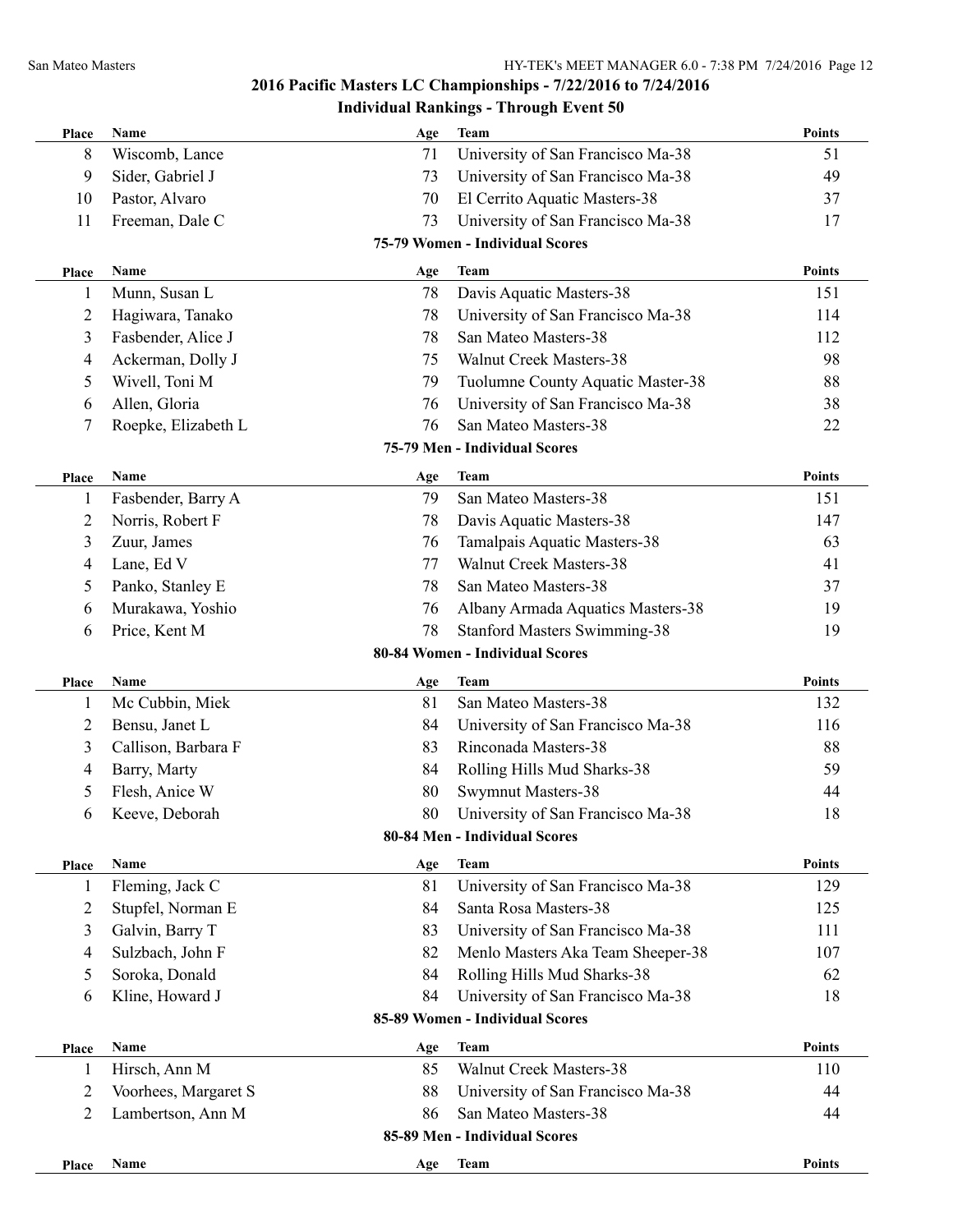## 2016 Pacific Masters LC Championships - 7/22/2016 to 7/24/2016

### Individual Rankings - Through Event 50

| Place | Name | Age | Team | Points |
|---|---|---|---|---|
| 8 | Wiscomb, Lance | 71 | University of San Francisco Ma-38 | 51 |
| 9 | Sider, Gabriel J | 73 | University of San Francisco Ma-38 | 49 |
| 10 | Pastor, Alvaro | 70 | El Cerrito Aquatic Masters-38 | 37 |
| 11 | Freeman, Dale C | 73 | University of San Francisco Ma-38 | 17 |

#### 75-79 Women - Individual Scores

| Place | Name | Age | Team | Points |
|---|---|---|---|---|
| 1 | Munn, Susan L | 78 | Davis Aquatic Masters-38 | 151 |
| 2 | Hagiwara, Tanako | 78 | University of San Francisco Ma-38 | 114 |
| 3 | Fasbender, Alice J | 78 | San Mateo Masters-38 | 112 |
| 4 | Ackerman, Dolly J | 75 | Walnut Creek Masters-38 | 98 |
| 5 | Wivell, Toni M | 79 | Tuolumne County Aquatic Master-38 | 88 |
| 6 | Allen, Gloria | 76 | University of San Francisco Ma-38 | 38 |
| 7 | Roepke, Elizabeth L | 76 | San Mateo Masters-38 | 22 |

#### 75-79 Men - Individual Scores

| Place | Name | Age | Team | Points |
|---|---|---|---|---|
| 1 | Fasbender, Barry A | 79 | San Mateo Masters-38 | 151 |
| 2 | Norris, Robert F | 78 | Davis Aquatic Masters-38 | 147 |
| 3 | Zuur, James | 76 | Tamalpais Aquatic Masters-38 | 63 |
| 4 | Lane, Ed V | 77 | Walnut Creek Masters-38 | 41 |
| 5 | Panko, Stanley E | 78 | San Mateo Masters-38 | 37 |
| 6 | Murakawa, Yoshio | 76 | Albany Armada Aquatics Masters-38 | 19 |
| 6 | Price, Kent M | 78 | Stanford Masters Swimming-38 | 19 |

#### 80-84 Women - Individual Scores

| Place | Name | Age | Team | Points |
|---|---|---|---|---|
| 1 | Mc Cubbin, Miek | 81 | San Mateo Masters-38 | 132 |
| 2 | Bensu, Janet L | 84 | University of San Francisco Ma-38 | 116 |
| 3 | Callison, Barbara F | 83 | Rinconada Masters-38 | 88 |
| 4 | Barry, Marty | 84 | Rolling Hills Mud Sharks-38 | 59 |
| 5 | Flesh, Anice W | 80 | Swymnut Masters-38 | 44 |
| 6 | Keeve, Deborah | 80 | University of San Francisco Ma-38 | 18 |

#### 80-84 Men - Individual Scores

| Place | Name | Age | Team | Points |
|---|---|---|---|---|
| 1 | Fleming, Jack C | 81 | University of San Francisco Ma-38 | 129 |
| 2 | Stupfel, Norman E | 84 | Santa Rosa Masters-38 | 125 |
| 3 | Galvin, Barry T | 83 | University of San Francisco Ma-38 | 111 |
| 4 | Sulzbach, John F | 82 | Menlo Masters Aka Team Sheeper-38 | 107 |
| 5 | Soroka, Donald | 84 | Rolling Hills Mud Sharks-38 | 62 |
| 6 | Kline, Howard J | 84 | University of San Francisco Ma-38 | 18 |

#### 85-89 Women - Individual Scores

| Place | Name | Age | Team | Points |
|---|---|---|---|---|
| 1 | Hirsch, Ann M | 85 | Walnut Creek Masters-38 | 110 |
| 2 | Voorhees, Margaret S | 88 | University of San Francisco Ma-38 | 44 |
| 2 | Lambertson, Ann M | 86 | San Mateo Masters-38 | 44 |

#### 85-89 Men - Individual Scores

| Place | Name | Age | Team | Points |
|---|---|---|---|---|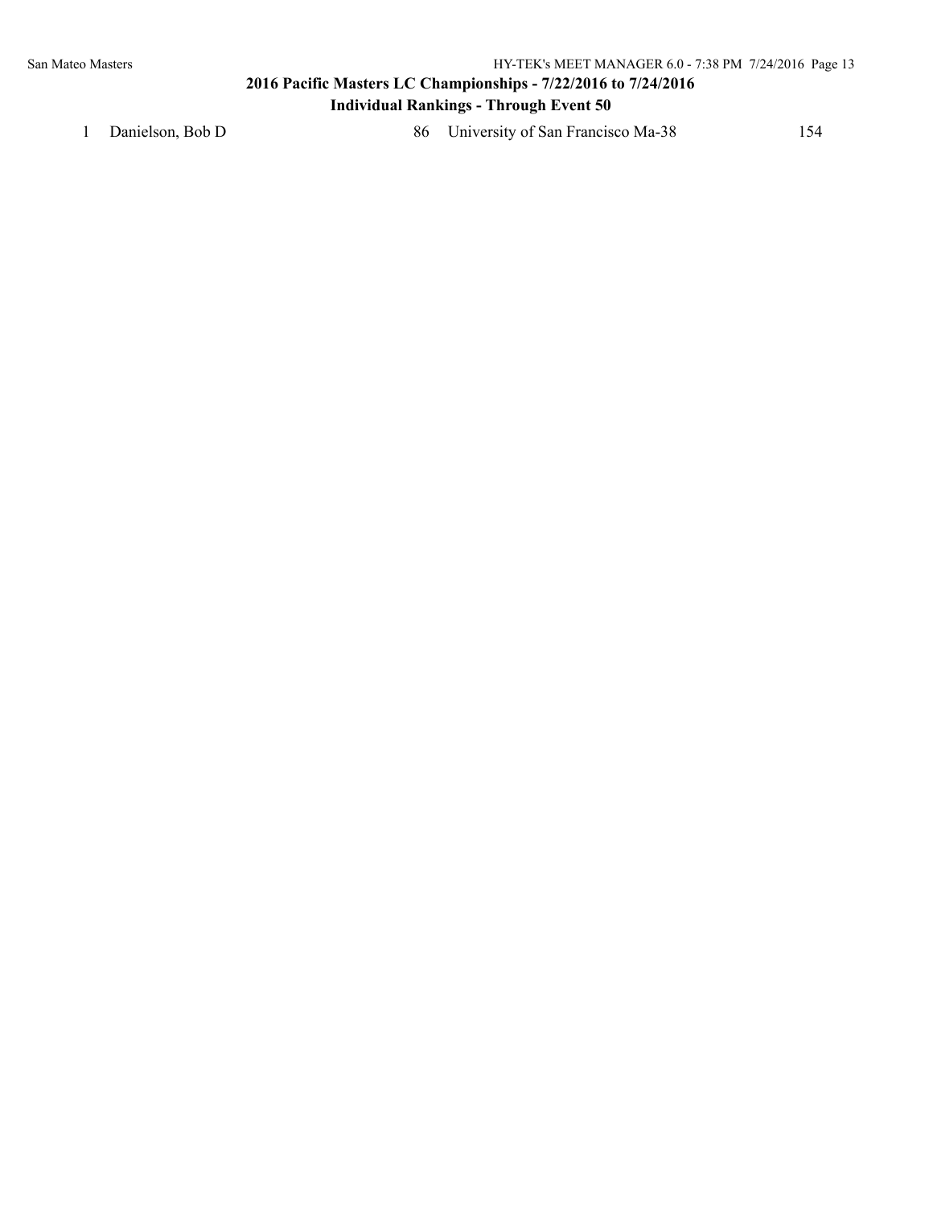## 2016 Pacific Masters LC Championships - 7/22/2016 to 7/24/2016

### Individual Rankings - Through Event 50

| | | | | |
|---|---|---|---|---|
| 1 | Danielson, Bob D | 86 | University of San Francisco Ma-38 | 154 |